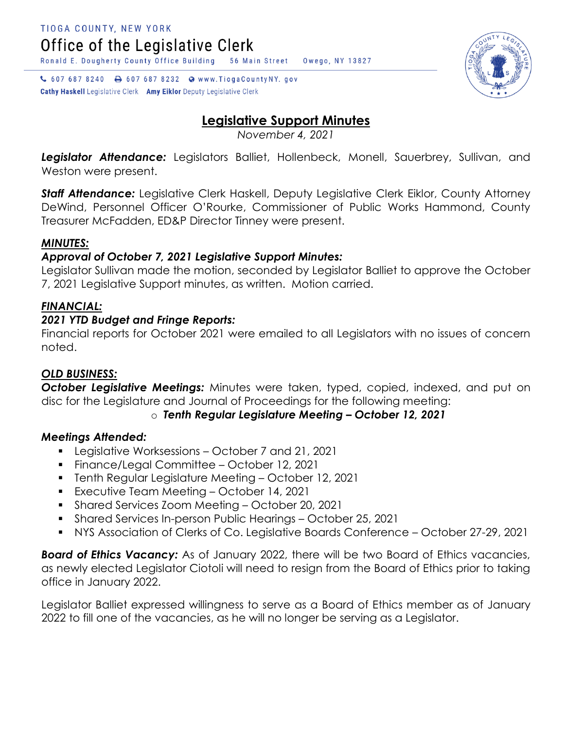TIOGA COUNTY, NEW YORK

# Office of the Legislative Clerk

Ronald E. Dougherty County Office Building    56 Main Street    Owego, NY 13827

607 687 8240    607 687 8232    www.TiogaCountyNY.gov

**Cathy Haskell** Legislative Clerk    **Amy Eiklor** Deputy Legislative Clerk

## Legislative Support Minutes

*November 4, 2021*

***Legislator Attendance:*** Legislators Balliet, Hollenbeck, Monell, Sauerbrey, Sullivan, and Weston were present.

***Staff Attendance:*** Legislative Clerk Haskell, Deputy Legislative Clerk Eiklor, County Attorney DeWind, Personnel Officer O'Rourke, Commissioner of Public Works Hammond, County Treasurer McFadden, ED&P Director Tinney were present.

***MINUTES:***

***Approval of October 7, 2021 Legislative Support Minutes:***
Legislator Sullivan made the motion, seconded by Legislator Balliet to approve the October 7, 2021 Legislative Support minutes, as written. Motion carried.

***FINANCIAL:***

***2021 YTD Budget and Fringe Reports:***
Financial reports for October 2021 were emailed to all Legislators with no issues of concern noted.

***OLD BUSINESS:***

***October Legislative Meetings:*** Minutes were taken, typed, copied, indexed, and put on disc for the Legislature and Journal of Proceedings for the following meeting:

- ***Tenth Regular Legislature Meeting – October 12, 2021***

***Meetings Attended:***

- Legislative Worksessions – October 7 and 21, 2021
- Finance/Legal Committee – October 12, 2021
- Tenth Regular Legislature Meeting – October 12, 2021
- Executive Team Meeting – October 14, 2021
- Shared Services Zoom Meeting – October 20, 2021
- Shared Services In-person Public Hearings – October 25, 2021
- NYS Association of Clerks of Co. Legislative Boards Conference – October 27-29, 2021

***Board of Ethics Vacancy:*** As of January 2022, there will be two Board of Ethics vacancies, as newly elected Legislator Ciotoli will need to resign from the Board of Ethics prior to taking office in January 2022.

Legislator Balliet expressed willingness to serve as a Board of Ethics member as of January 2022 to fill one of the vacancies, as he will no longer be serving as a Legislator.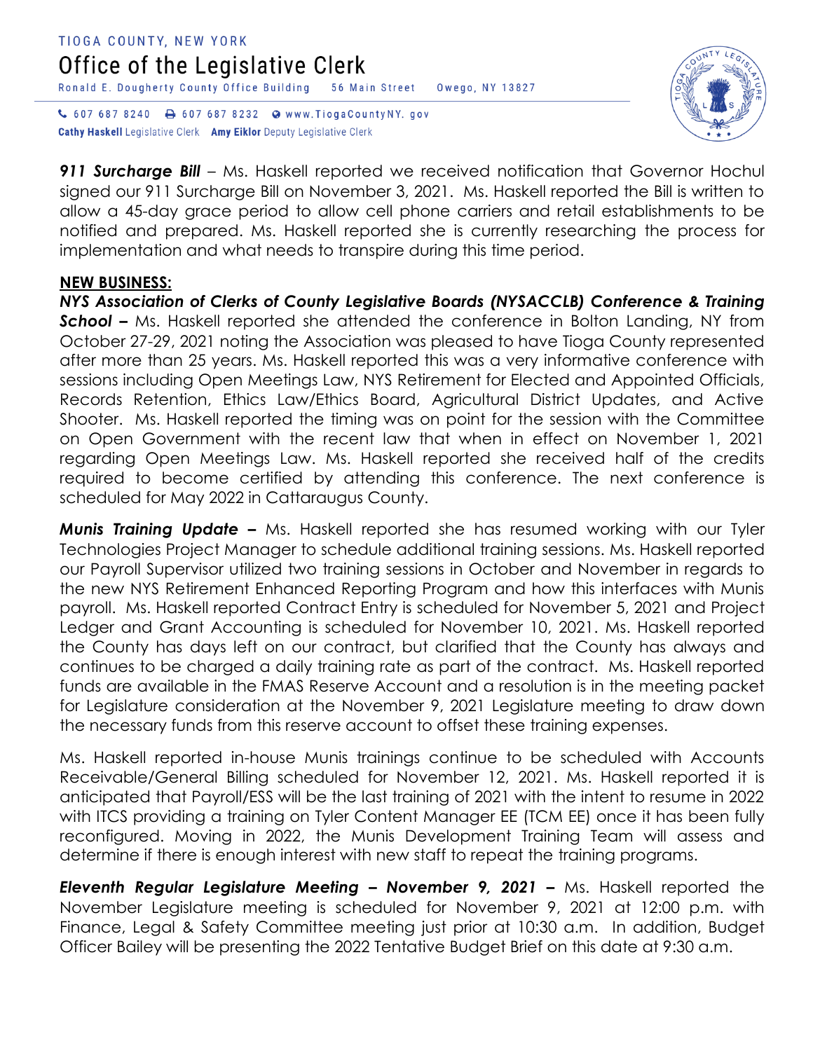**911 Surcharge Bill** – Ms. Haskell reported we received notification that Governor Hochul signed our 911 Surcharge Bill on November 3, 2021. Ms. Haskell reported the Bill is written to allow a 45-day grace period to allow cell phone carriers and retail establishments to be notified and prepared. Ms. Haskell reported she is currently researching the process for implementation and what needs to transpire during this time period.

**NEW BUSINESS:**

***NYS Association of Clerks of County Legislative Boards (NYSACCLB) Conference & Training School –*** Ms. Haskell reported she attended the conference in Bolton Landing, NY from October 27-29, 2021 noting the Association was pleased to have Tioga County represented after more than 25 years. Ms. Haskell reported this was a very informative conference with sessions including Open Meetings Law, NYS Retirement for Elected and Appointed Officials, Records Retention, Ethics Law/Ethics Board, Agricultural District Updates, and Active Shooter. Ms. Haskell reported the timing was on point for the session with the Committee on Open Government with the recent law that when in effect on November 1, 2021 regarding Open Meetings Law. Ms. Haskell reported she received half of the credits required to become certified by attending this conference. The next conference is scheduled for May 2022 in Cattaraugus County.

***Munis Training Update –*** Ms. Haskell reported she has resumed working with our Tyler Technologies Project Manager to schedule additional training sessions. Ms. Haskell reported our Payroll Supervisor utilized two training sessions in October and November in regards to the new NYS Retirement Enhanced Reporting Program and how this interfaces with Munis payroll. Ms. Haskell reported Contract Entry is scheduled for November 5, 2021 and Project Ledger and Grant Accounting is scheduled for November 10, 2021. Ms. Haskell reported the County has days left on our contract, but clarified that the County has always and continues to be charged a daily training rate as part of the contract. Ms. Haskell reported funds are available in the FMAS Reserve Account and a resolution is in the meeting packet for Legislature consideration at the November 9, 2021 Legislature meeting to draw down the necessary funds from this reserve account to offset these training expenses.

Ms. Haskell reported in-house Munis trainings continue to be scheduled with Accounts Receivable/General Billing scheduled for November 12, 2021. Ms. Haskell reported it is anticipated that Payroll/ESS will be the last training of 2021 with the intent to resume in 2022 with ITCS providing a training on Tyler Content Manager EE (TCM EE) once it has been fully reconfigured. Moving in 2022, the Munis Development Training Team will assess and determine if there is enough interest with new staff to repeat the training programs.

***Eleventh Regular Legislature Meeting – November 9, 2021 –*** Ms. Haskell reported the November Legislature meeting is scheduled for November 9, 2021 at 12:00 p.m. with Finance, Legal & Safety Committee meeting just prior at 10:30 a.m. In addition, Budget Officer Bailey will be presenting the 2022 Tentative Budget Brief on this date at 9:30 a.m.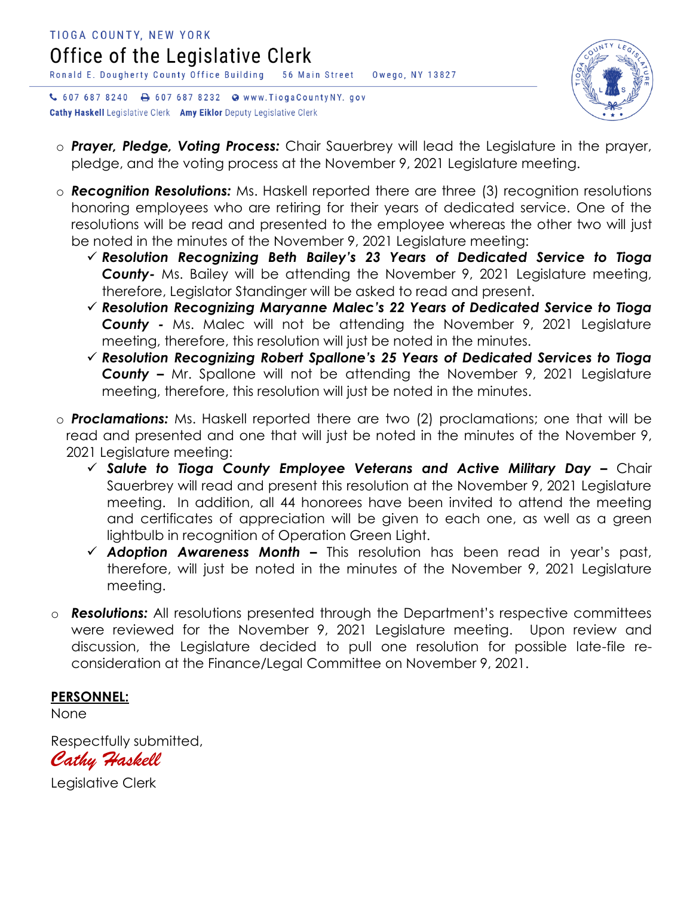TIOGA COUNTY, NEW YORK

Office of the Legislative Clerk

Ronald E. Dougherty County Office Building 56 Main Street Owego, NY 13827

607 687 8240 607 687 8232 www.TiogaCountyNY.gov

**Cathy Haskell** Legislative Clerk **Amy Eiklor** Deputy Legislative Clerk

- ***Prayer, Pledge, Voting Process:*** Chair Sauerbrey will lead the Legislature in the prayer, pledge, and the voting process at the November 9, 2021 Legislature meeting.

- ***Recognition Resolutions:*** Ms. Haskell reported there are three (3) recognition resolutions honoring employees who are retiring for their years of dedicated service. One of the resolutions will be read and presented to the employee whereas the other two will just be noted in the minutes of the November 9, 2021 Legislature meeting:
  - ✓ ***Resolution Recognizing Beth Bailey's 23 Years of Dedicated Service to Tioga County-*** Ms. Bailey will be attending the November 9, 2021 Legislature meeting, therefore, Legislator Standinger will be asked to read and present.
  - ✓ ***Resolution Recognizing Maryanne Malec's 22 Years of Dedicated Service to Tioga County -*** Ms. Malec will not be attending the November 9, 2021 Legislature meeting, therefore, this resolution will just be noted in the minutes.
  - ✓ ***Resolution Recognizing Robert Spallone's 25 Years of Dedicated Services to Tioga County –*** Mr. Spallone will not be attending the November 9, 2021 Legislature meeting, therefore, this resolution will just be noted in the minutes.

- ***Proclamations:*** Ms. Haskell reported there are two (2) proclamations; one that will be read and presented and one that will just be noted in the minutes of the November 9, 2021 Legislature meeting:
  - ✓ ***Salute to Tioga County Employee Veterans and Active Military Day –*** Chair Sauerbrey will read and present this resolution at the November 9, 2021 Legislature meeting. In addition, all 44 honorees have been invited to attend the meeting and certificates of appreciation will be given to each one, as well as a green lightbulb in recognition of Operation Green Light.
  - ✓ ***Adoption Awareness Month –*** This resolution has been read in year's past, therefore, will just be noted in the minutes of the November 9, 2021 Legislature meeting.

- ***Resolutions:*** All resolutions presented through the Department's respective committees were reviewed for the November 9, 2021 Legislature meeting. Upon review and discussion, the Legislature decided to pull one resolution for possible late-file re-consideration at the Finance/Legal Committee on November 9, 2021.

**PERSONNEL:**

None

Respectfully submitted,

*Cathy Haskell*

Legislative Clerk